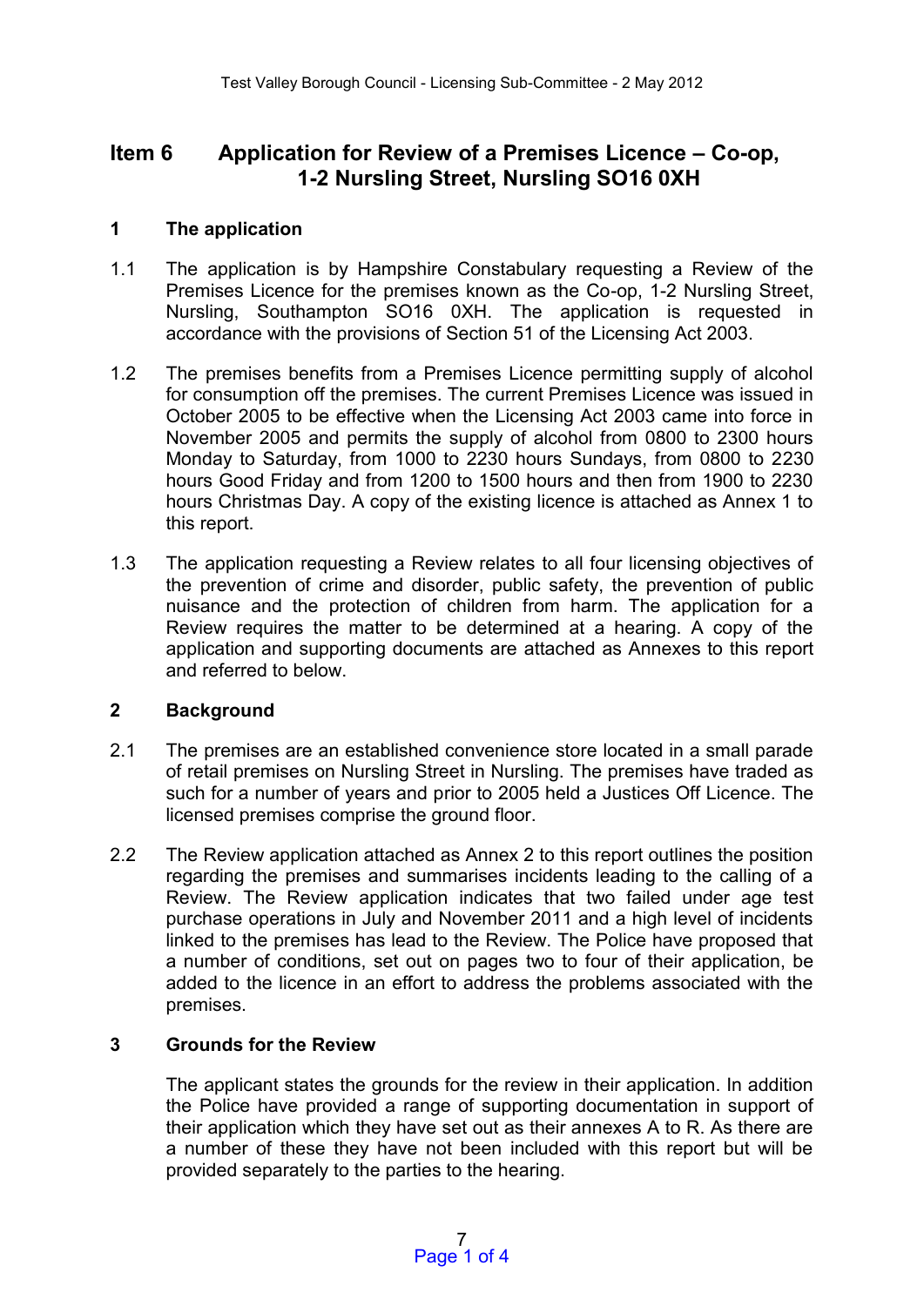# Item 6 Application for Review of a Premises Licence – Co-op, 1-2 Nursling Street, Nursling SO16 0XH

## 1 The application

1.1 The application is by Hampshire Constabulary requesting a Review of the Premises Licence for the premises known as the Co-op, 1-2 Nursling Street, Nursling, Southampton SO16 0XH. The application is requested in accordance with the provisions of Section 51 of the Licensing Act 2003.

1.2 The premises benefits from a Premises Licence permitting supply of alcohol for consumption off the premises. The current Premises Licence was issued in October 2005 to be effective when the Licensing Act 2003 came into force in November 2005 and permits the supply of alcohol from 0800 to 2300 hours Monday to Saturday, from 1000 to 2230 hours Sundays, from 0800 to 2230 hours Good Friday and from 1200 to 1500 hours and then from 1900 to 2230 hours Christmas Day. A copy of the existing licence is attached as Annex 1 to this report.

1.3 The application requesting a Review relates to all four licensing objectives of the prevention of crime and disorder, public safety, the prevention of public nuisance and the protection of children from harm. The application for a Review requires the matter to be determined at a hearing. A copy of the application and supporting documents are attached as Annexes to this report and referred to below.

## 2 Background

2.1 The premises are an established convenience store located in a small parade of retail premises on Nursling Street in Nursling. The premises have traded as such for a number of years and prior to 2005 held a Justices Off Licence. The licensed premises comprise the ground floor.

2.2 The Review application attached as Annex 2 to this report outlines the position regarding the premises and summarises incidents leading to the calling of a Review. The Review application indicates that two failed under age test purchase operations in July and November 2011 and a high level of incidents linked to the premises has lead to the Review. The Police have proposed that a number of conditions, set out on pages two to four of their application, be added to the licence in an effort to address the problems associated with the premises.

## 3 Grounds for the Review

The applicant states the grounds for the review in their application. In addition the Police have provided a range of supporting documentation in support of their application which they have set out as their annexes A to R. As there are a number of these they have not been included with this report but will be provided separately to the parties to the hearing.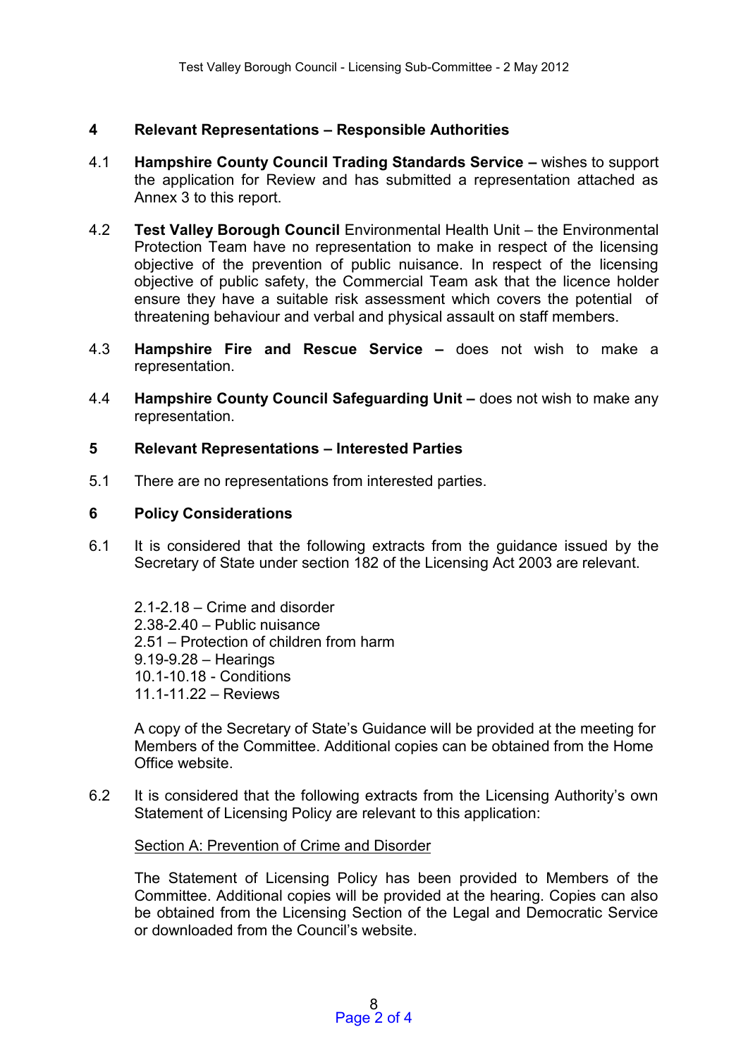## 4 Relevant Representations – Responsible Authorities

4.1 **Hampshire County Council Trading Standards Service –** wishes to support the application for Review and has submitted a representation attached as Annex 3 to this report.

4.2 **Test Valley Borough Council** Environmental Health Unit – the Environmental Protection Team have no representation to make in respect of the licensing objective of the prevention of public nuisance. In respect of the licensing objective of public safety, the Commercial Team ask that the licence holder ensure they have a suitable risk assessment which covers the potential of threatening behaviour and verbal and physical assault on staff members.

4.3 **Hampshire Fire and Rescue Service –** does not wish to make a representation.

4.4 **Hampshire County Council Safeguarding Unit –** does not wish to make any representation.

## 5 Relevant Representations – Interested Parties

5.1 There are no representations from interested parties.

## 6 Policy Considerations

6.1 It is considered that the following extracts from the guidance issued by the Secretary of State under section 182 of the Licensing Act 2003 are relevant.

2.1-2.18 – Crime and disorder
2.38-2.40 – Public nuisance
2.51 – Protection of children from harm
9.19-9.28 – Hearings
10.1-10.18 - Conditions
11.1-11.22 – Reviews

A copy of the Secretary of State's Guidance will be provided at the meeting for Members of the Committee. Additional copies can be obtained from the Home Office website.

6.2 It is considered that the following extracts from the Licensing Authority's own Statement of Licensing Policy are relevant to this application:

<u>Section A: Prevention of Crime and Disorder</u>

The Statement of Licensing Policy has been provided to Members of the Committee. Additional copies will be provided at the hearing. Copies can also be obtained from the Licensing Section of the Legal and Democratic Service or downloaded from the Council's website.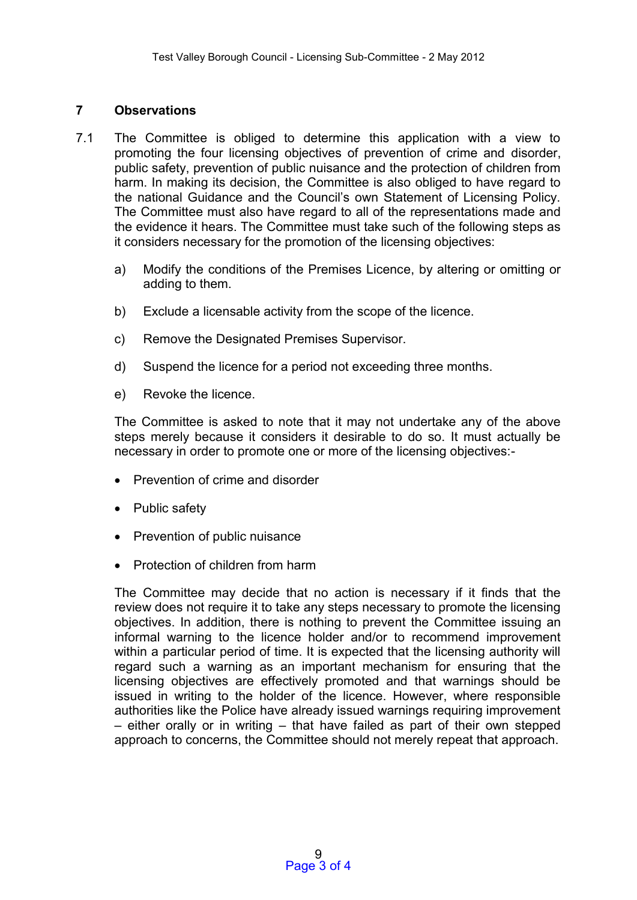## 7 Observations

7.1 The Committee is obliged to determine this application with a view to promoting the four licensing objectives of prevention of crime and disorder, public safety, prevention of public nuisance and the protection of children from harm. In making its decision, the Committee is also obliged to have regard to the national Guidance and the Council's own Statement of Licensing Policy. The Committee must also have regard to all of the representations made and the evidence it hears. The Committee must take such of the following steps as it considers necessary for the promotion of the licensing objectives:

a) Modify the conditions of the Premises Licence, by altering or omitting or adding to them.

b) Exclude a licensable activity from the scope of the licence.

c) Remove the Designated Premises Supervisor.

d) Suspend the licence for a period not exceeding three months.

e) Revoke the licence.

The Committee is asked to note that it may not undertake any of the above steps merely because it considers it desirable to do so. It must actually be necessary in order to promote one or more of the licensing objectives:-

- Prevention of crime and disorder
- Public safety
- Prevention of public nuisance
- Protection of children from harm

The Committee may decide that no action is necessary if it finds that the review does not require it to take any steps necessary to promote the licensing objectives. In addition, there is nothing to prevent the Committee issuing an informal warning to the licence holder and/or to recommend improvement within a particular period of time. It is expected that the licensing authority will regard such a warning as an important mechanism for ensuring that the licensing objectives are effectively promoted and that warnings should be issued in writing to the holder of the licence. However, where responsible authorities like the Police have already issued warnings requiring improvement – either orally or in writing – that have failed as part of their own stepped approach to concerns, the Committee should not merely repeat that approach.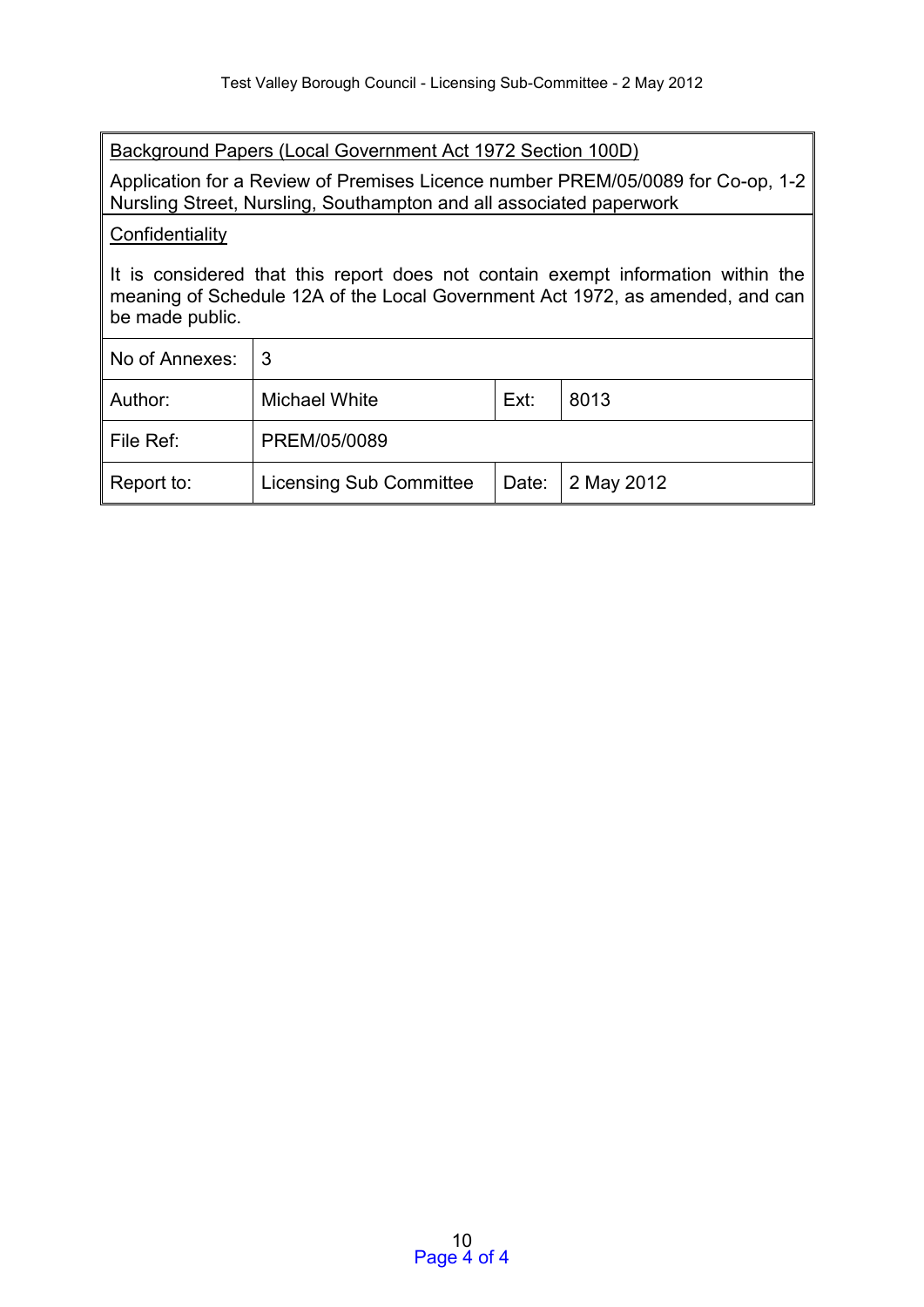Background Papers (Local Government Act 1972 Section 100D)

Application for a Review of Premises Licence number PREM/05/0089 for Co-op, 1-2 Nursling Street, Nursling, Southampton and all associated paperwork

Confidentiality

It is considered that this report does not contain exempt information within the meaning of Schedule 12A of the Local Government Act 1972, as amended, and can be made public.

| | | | |
|---|---|---|---|
| No of Annexes: | 3 | | |
| Author: | Michael White | Ext: | 8013 |
| File Ref: | PREM/05/0089 | | |
| Report to: | Licensing Sub Committee | Date: | 2 May 2012 |